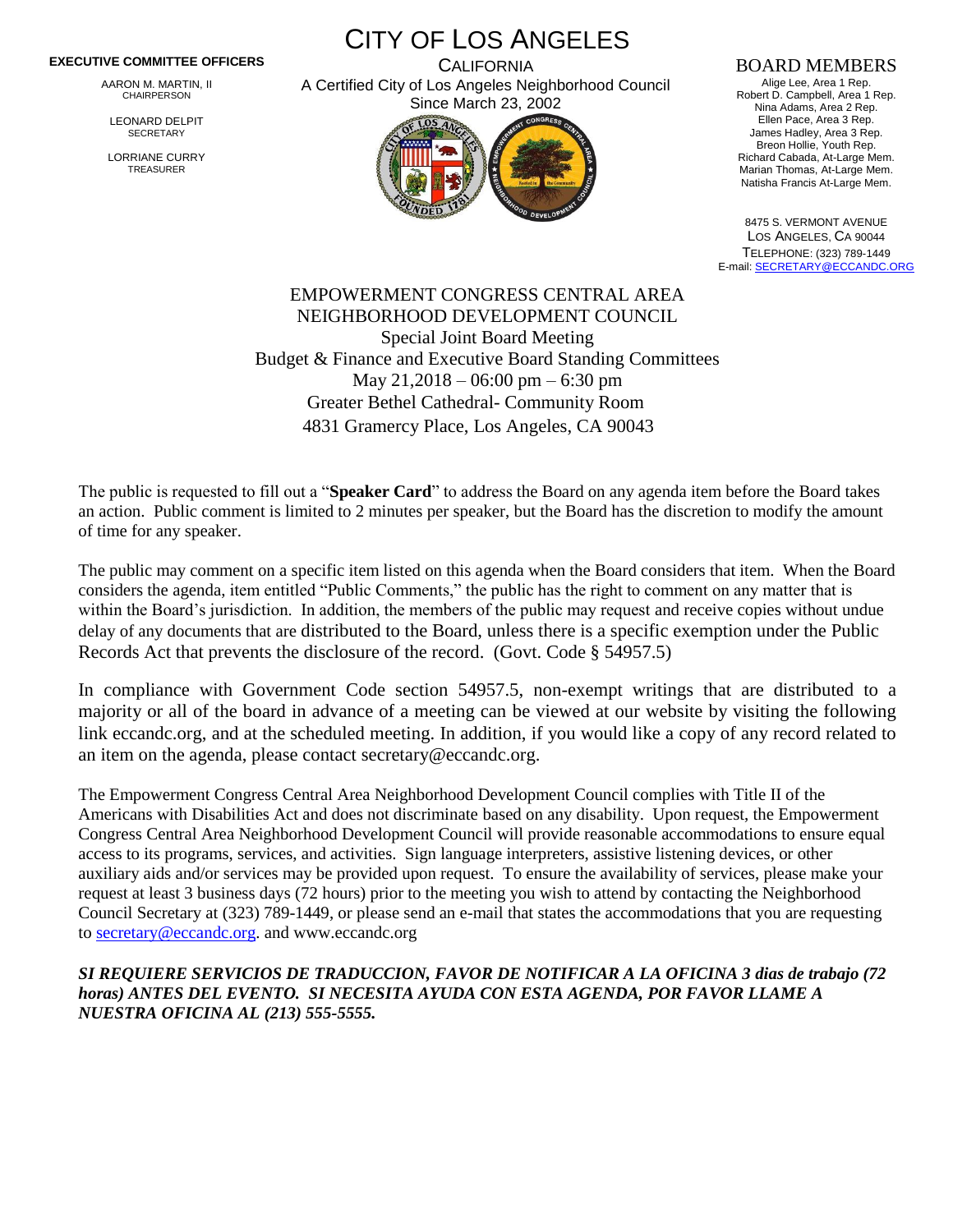**EXECUTIVE COMMITTEE OFFICERS**

AARON M. MARTIN, II
CHAIRPERSON

LEONARD DELPIT
SECRETARY

LORRIANE CURRY
TREASURER

# CITY OF LOS ANGELES

CALIFORNIA
A Certified City of Los Angeles Neighborhood Council
Since March 23, 2002

**BOARD MEMBERS**

Alige Lee, Area 1 Rep.
Robert D. Campbell, Area 1 Rep.
Nina Adams, Area 2 Rep.
Ellen Pace, Area 3 Rep.
James Hadley, Area 3 Rep.
Breon Hollie, Youth Rep.
Richard Cabada, At-Large Mem.
Marian Thomas, At-Large Mem.
Natisha Francis At-Large Mem.

8475 S. VERMONT AVENUE
LOS ANGELES, CA 90044
TELEPHONE: (323) 789-1449
E-mail: SECRETARY@ECCANDC.ORG

## EMPOWERMENT CONGRESS CENTRAL AREA NEIGHBORHOOD DEVELOPMENT COUNCIL

Special Joint Board Meeting
Budget & Finance and Executive Board Standing Committees
May 21,2018 – 06:00 pm – 6:30 pm
Greater Bethel Cathedral- Community Room
4831 Gramercy Place, Los Angeles, CA 90043

The public is requested to fill out a "**Speaker Card**" to address the Board on any agenda item before the Board takes an action. Public comment is limited to 2 minutes per speaker, but the Board has the discretion to modify the amount of time for any speaker.

The public may comment on a specific item listed on this agenda when the Board considers that item. When the Board considers the agenda, item entitled "Public Comments," the public has the right to comment on any matter that is within the Board's jurisdiction. In addition, the members of the public may request and receive copies without undue delay of any documents that are distributed to the Board, unless there is a specific exemption under the Public Records Act that prevents the disclosure of the record. (Govt. Code § 54957.5)

In compliance with Government Code section 54957.5, non-exempt writings that are distributed to a majority or all of the board in advance of a meeting can be viewed at our website by visiting the following link eccandc.org, and at the scheduled meeting. In addition, if you would like a copy of any record related to an item on the agenda, please contact secretary@eccandc.org.

The Empowerment Congress Central Area Neighborhood Development Council complies with Title II of the Americans with Disabilities Act and does not discriminate based on any disability. Upon request, the Empowerment Congress Central Area Neighborhood Development Council will provide reasonable accommodations to ensure equal access to its programs, services, and activities. Sign language interpreters, assistive listening devices, or other auxiliary aids and/or services may be provided upon request. To ensure the availability of services, please make your request at least 3 business days (72 hours) prior to the meeting you wish to attend by contacting the Neighborhood Council Secretary at (323) 789-1449, or please send an e-mail that states the accommodations that you are requesting to secretary@eccandc.org. and www.eccandc.org

***SI REQUIERE SERVICIOS DE TRADUCCION, FAVOR DE NOTIFICAR A LA OFICINA 3 dias de trabajo (72 horas) ANTES DEL EVENTO. SI NECESITA AYUDA CON ESTA AGENDA, POR FAVOR LLAME A NUESTRA OFICINA AL (213) 555-5555.***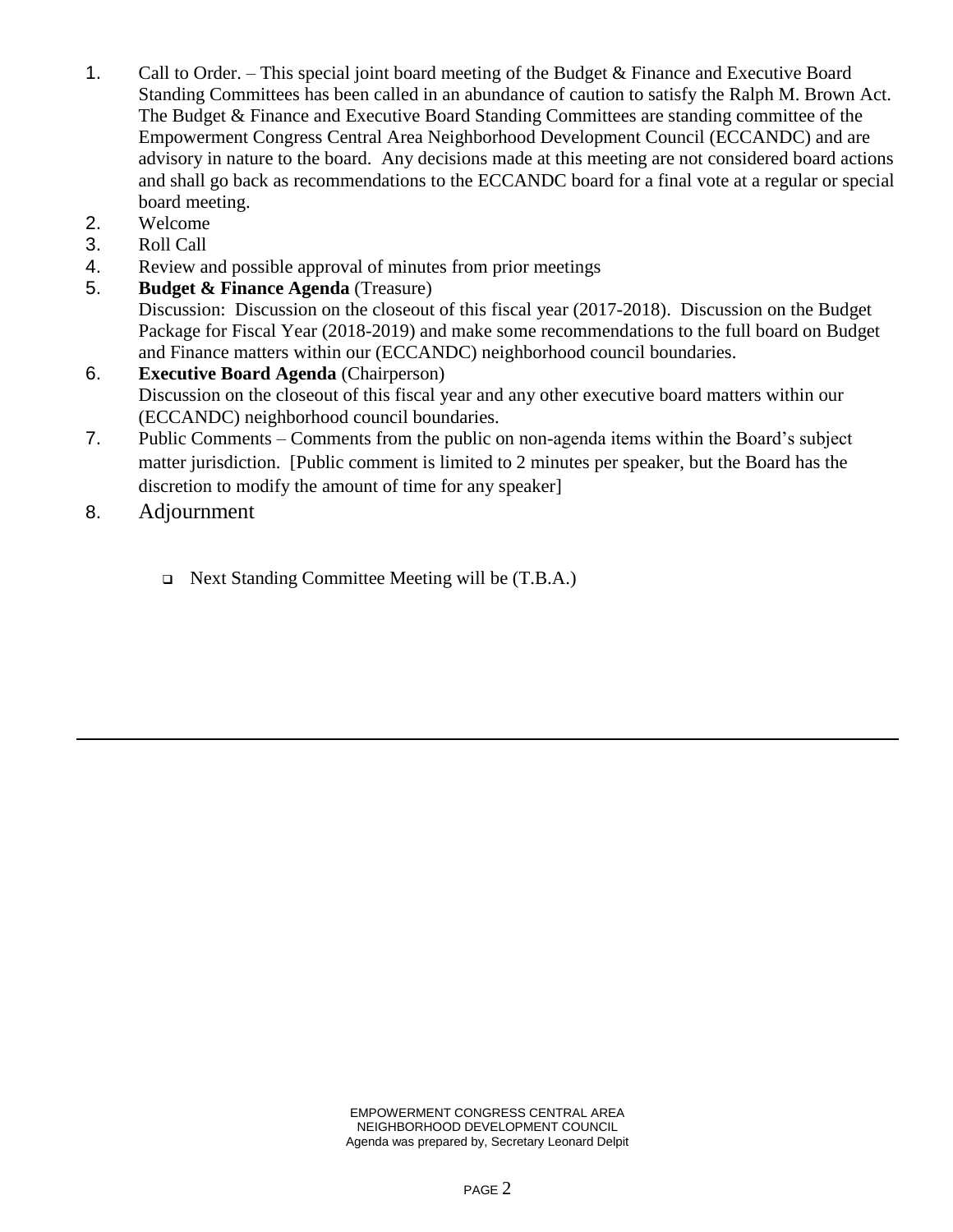1. Call to Order. – This special joint board meeting of the Budget & Finance and Executive Board Standing Committees has been called in an abundance of caution to satisfy the Ralph M. Brown Act. The Budget & Finance and Executive Board Standing Committees are standing committee of the Empowerment Congress Central Area Neighborhood Development Council (ECCANDC) and are advisory in nature to the board. Any decisions made at this meeting are not considered board actions and shall go back as recommendations to the ECCANDC board for a final vote at a regular or special board meeting.
2. Welcome
3. Roll Call
4. Review and possible approval of minutes from prior meetings
5. **Budget & Finance Agenda** (Treasure)
   Discussion: Discussion on the closeout of this fiscal year (2017-2018). Discussion on the Budget Package for Fiscal Year (2018-2019) and make some recommendations to the full board on Budget and Finance matters within our (ECCANDC) neighborhood council boundaries.
6. **Executive Board Agenda** (Chairperson)
   Discussion on the closeout of this fiscal year and any other executive board matters within our (ECCANDC) neighborhood council boundaries.
7. Public Comments – Comments from the public on non-agenda items within the Board's subject matter jurisdiction. [Public comment is limited to 2 minutes per speaker, but the Board has the discretion to modify the amount of time for any speaker]
8. Adjournment

- Next Standing Committee Meeting will be (T.B.A.)

---

EMPOWERMENT CONGRESS CENTRAL AREA
NEIGHBORHOOD DEVELOPMENT COUNCIL
Agenda was prepared by, Secretary Leonard Delpit